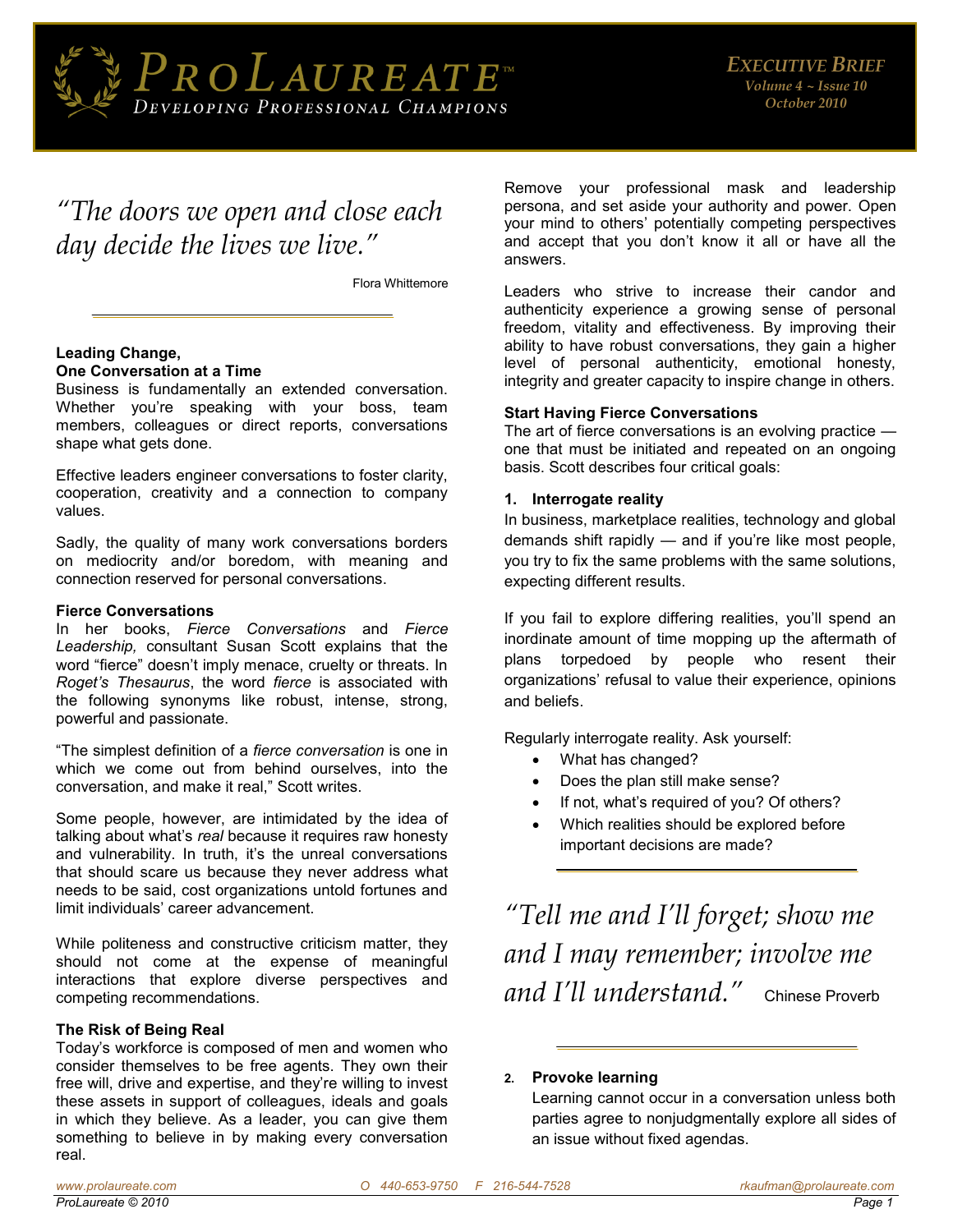# ProLaureate™

Developing Professional Champions

*Executive Brief*
*Volume 4 ~ Issue 10*
*October 2010*

*"The doors we open and close each day decide the lives we live."*

Flora Whittemore

**Leading Change,**
**One Conversation at a Time**

Business is fundamentally an extended conversation. Whether you're speaking with your boss, team members, colleagues or direct reports, conversations shape what gets done.

Effective leaders engineer conversations to foster clarity, cooperation, creativity and a connection to company values.

Sadly, the quality of many work conversations borders on mediocrity and/or boredom, with meaning and connection reserved for personal conversations.

**Fierce Conversations**

In her books, *Fierce Conversations* and *Fierce Leadership,* consultant Susan Scott explains that the word "fierce" doesn't imply menace, cruelty or threats. In *Roget's Thesaurus*, the word *fierce* is associated with the following synonyms like robust, intense, strong, powerful and passionate.

"The simplest definition of a *fierce conversation* is one in which we come out from behind ourselves, into the conversation, and make it real," Scott writes.

Some people, however, are intimidated by the idea of talking about what's *real* because it requires raw honesty and vulnerability. In truth, it's the unreal conversations that should scare us because they never address what needs to be said, cost organizations untold fortunes and limit individuals' career advancement.

While politeness and constructive criticism matter, they should not come at the expense of meaningful interactions that explore diverse perspectives and competing recommendations.

**The Risk of Being Real**

Today's workforce is composed of men and women who consider themselves to be free agents. They own their free will, drive and expertise, and they're willing to invest these assets in support of colleagues, ideals and goals in which they believe. As a leader, you can give them something to believe in by making every conversation real.

Remove your professional mask and leadership persona, and set aside your authority and power. Open your mind to others' potentially competing perspectives and accept that you don't know it all or have all the answers.

Leaders who strive to increase their candor and authenticity experience a growing sense of personal freedom, vitality and effectiveness. By improving their ability to have robust conversations, they gain a higher level of personal authenticity, emotional honesty, integrity and greater capacity to inspire change in others.

**Start Having Fierce Conversations**

The art of fierce conversations is an evolving practice — one that must be initiated and repeated on an ongoing basis. Scott describes four critical goals:

**1. Interrogate reality**

In business, marketplace realities, technology and global demands shift rapidly — and if you're like most people, you try to fix the same problems with the same solutions, expecting different results.

If you fail to explore differing realities, you'll spend an inordinate amount of time mopping up the aftermath of plans torpedoed by people who resent their organizations' refusal to value their experience, opinions and beliefs.

Regularly interrogate reality. Ask yourself:

- What has changed?
- Does the plan still make sense?
- If not, what's required of you? Of others?
- Which realities should be explored before important decisions are made?

*"Tell me and I'll forget; show me and I may remember; involve me and I'll understand."* Chinese Proverb

**2. Provoke learning**

Learning cannot occur in a conversation unless both parties agree to nonjudgmentally explore all sides of an issue without fixed agendas.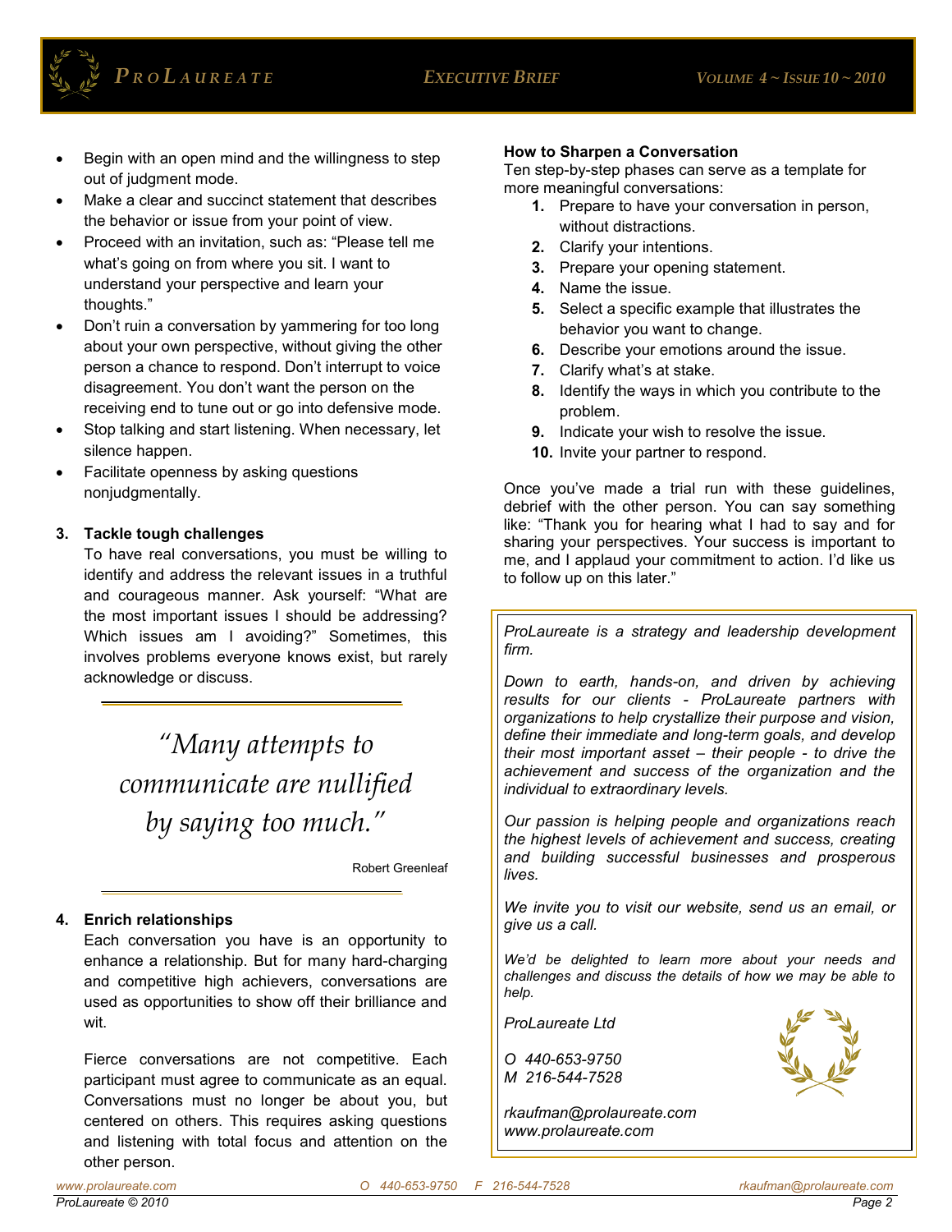- Begin with an open mind and the willingness to step out of judgment mode.
- Make a clear and succinct statement that describes the behavior or issue from your point of view.
- Proceed with an invitation, such as: "Please tell me what's going on from where you sit. I want to understand your perspective and learn your thoughts."
- Don't ruin a conversation by yammering for too long about your own perspective, without giving the other person a chance to respond. Don't interrupt to voice disagreement. You don't want the person on the receiving end to tune out or go into defensive mode.
- Stop talking and start listening. When necessary, let silence happen.
- Facilitate openness by asking questions nonjudgmentally.

3. **Tackle tough challenges**

   To have real conversations, you must be willing to identify and address the relevant issues in a truthful and courageous manner. Ask yourself: "What are the most important issues I should be addressing? Which issues am I avoiding?" Sometimes, this involves problems everyone knows exist, but rarely acknowledge or discuss.

> *"Many attempts to communicate are nullified by saying too much."*
>
> Robert Greenleaf

4. **Enrich relationships**

   Each conversation you have is an opportunity to enhance a relationship. But for many hard-charging and competitive high achievers, conversations are used as opportunities to show off their brilliance and wit.

   Fierce conversations are not competitive. Each participant must agree to communicate as an equal. Conversations must no longer be about you, but centered on others. This requires asking questions and listening with total focus and attention on the other person.

**How to Sharpen a Conversation**

Ten step-by-step phases can serve as a template for more meaningful conversations:

1. Prepare to have your conversation in person, without distractions.
2. Clarify your intentions.
3. Prepare your opening statement.
4. Name the issue.
5. Select a specific example that illustrates the behavior you want to change.
6. Describe your emotions around the issue.
7. Clarify what's at stake.
8. Identify the ways in which you contribute to the problem.
9. Indicate your wish to resolve the issue.
10. Invite your partner to respond.

Once you've made a trial run with these guidelines, debrief with the other person. You can say something like: "Thank you for hearing what I had to say and for sharing your perspectives. Your success is important to me, and I applaud your commitment to action. I'd like us to follow up on this later."

*ProLaureate is a strategy and leadership development firm.*

*Down to earth, hands-on, and driven by achieving results for our clients - ProLaureate partners with organizations to help crystallize their purpose and vision, define their immediate and long-term goals, and develop their most important asset – their people - to drive the achievement and success of the organization and the individual to extraordinary levels.*

*Our passion is helping people and organizations reach the highest levels of achievement and success, creating and building successful businesses and prosperous lives.*

*We invite you to visit our website, send us an email, or give us a call.*

*We'd be delighted to learn more about your needs and challenges and discuss the details of how we may be able to help.*

*ProLaureate Ltd*

*O 440-653-9750*
*M 216-544-7528*

*rkaufman@prolaureate.com*
*www.prolaureate.com*